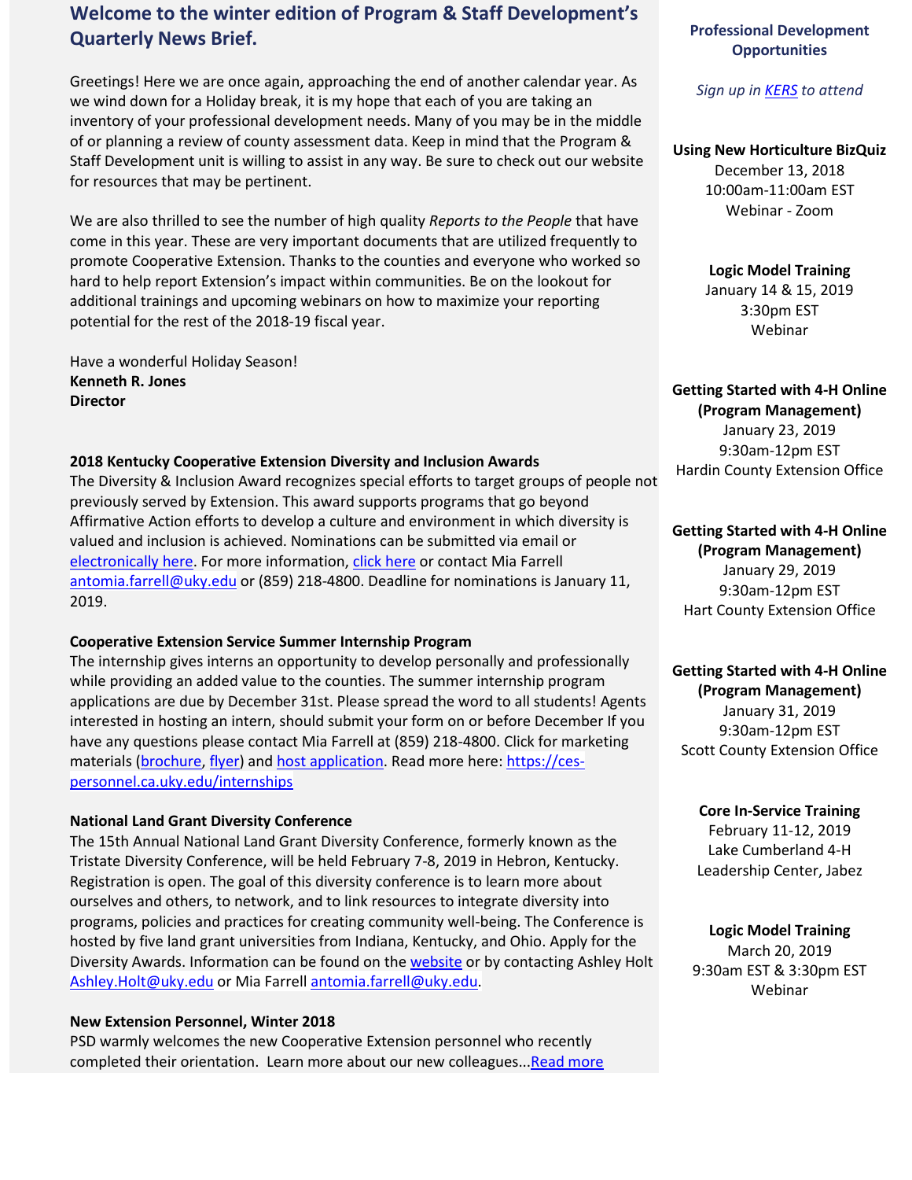# Welcome to the winter edition of Program & Staff Development's Quarterly News Brief.

Greetings! Here we are once again, approaching the end of another calendar year. As we wind down for a Holiday break, it is my hope that each of you are taking an inventory of your professional development needs. Many of you may be in the middle of or planning a review of county assessment data. Keep in mind that the Program & Staff Development unit is willing to assist in any way. Be sure to check out our website for resources that may be pertinent.

We are also thrilled to see the number of high quality *Reports to the People* that have come in this year. These are very important documents that are utilized frequently to promote Cooperative Extension. Thanks to the counties and everyone who worked so hard to help report Extension's impact within communities. Be on the lookout for additional trainings and upcoming webinars on how to maximize your reporting potential for the rest of the 2018-19 fiscal year.

Have a wonderful Holiday Season!
**Kenneth R. Jones**
**Director**

**2018 Kentucky Cooperative Extension Diversity and Inclusion Awards**
The Diversity & Inclusion Award recognizes special efforts to target groups of people not previously served by Extension. This award supports programs that go beyond Affirmative Action efforts to develop a culture and environment in which diversity is valued and inclusion is achieved. Nominations can be submitted via email or electronically here. For more information, click here or contact Mia Farrell antomia.farrell@uky.edu or (859) 218-4800. Deadline for nominations is January 11, 2019.

**Cooperative Extension Service Summer Internship Program**
The internship gives interns an opportunity to develop personally and professionally while providing an added value to the counties. The summer internship program applications are due by December 31st. Please spread the word to all students! Agents interested in hosting an intern, should submit your form on or before December If you have any questions please contact Mia Farrell at (859) 218-4800. Click for marketing materials (brochure, flyer) and host application. Read more here: https://ces-personnel.ca.uky.edu/internships

**National Land Grant Diversity Conference**
The 15th Annual National Land Grant Diversity Conference, formerly known as the Tristate Diversity Conference, will be held February 7-8, 2019 in Hebron, Kentucky. Registration is open. The goal of this diversity conference is to learn more about ourselves and others, to network, and to link resources to integrate diversity into programs, policies and practices for creating community well-being. The Conference is hosted by five land grant universities from Indiana, Kentucky, and Ohio. Apply for the Diversity Awards. Information can be found on the website or by contacting Ashley Holt Ashley.Holt@uky.edu or Mia Farrell antomia.farrell@uky.edu.

**New Extension Personnel, Winter 2018**
PSD warmly welcomes the new Cooperative Extension personnel who recently completed their orientation. Learn more about our new colleagues...Read more

## Professional Development Opportunities

*Sign up in KERS to attend*

**Using New Horticulture BizQuiz**
December 13, 2018
10:00am-11:00am EST
Webinar - Zoom

**Logic Model Training**
January 14 & 15, 2019
3:30pm EST
Webinar

**Getting Started with 4-H Online (Program Management)**
January 23, 2019
9:30am-12pm EST
Hardin County Extension Office

**Getting Started with 4-H Online (Program Management)**
January 29, 2019
9:30am-12pm EST
Hart County Extension Office

**Getting Started with 4-H Online (Program Management)**
January 31, 2019
9:30am-12pm EST
Scott County Extension Office

**Core In-Service Training**
February 11-12, 2019
Lake Cumberland 4-H Leadership Center, Jabez

**Logic Model Training**
March 20, 2019
9:30am EST & 3:30pm EST
Webinar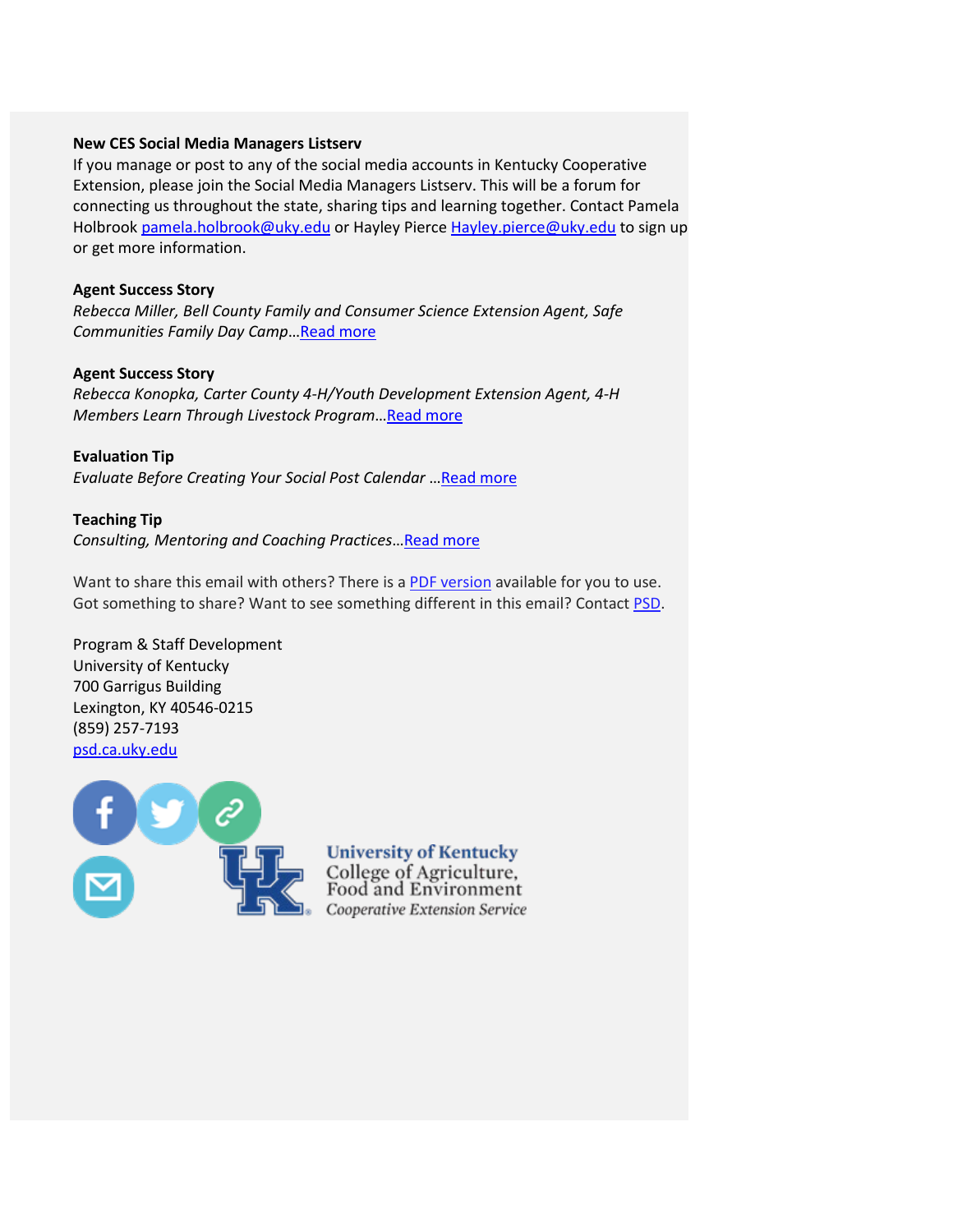**New CES Social Media Managers Listserv**

If you manage or post to any of the social media accounts in Kentucky Cooperative Extension, please join the Social Media Managers Listserv. This will be a forum for connecting us throughout the state, sharing tips and learning together. Contact Pamela Holbrook pamela.holbrook@uky.edu or Hayley Pierce Hayley.pierce@uky.edu to sign up or get more information.

**Agent Success Story**

*Rebecca Miller, Bell County Family and Consumer Science Extension Agent, Safe Communities Family Day Camp*…Read more

**Agent Success Story**

*Rebecca Konopka, Carter County 4-H/Youth Development Extension Agent, 4-H Members Learn Through Livestock Program*…Read more

**Evaluation Tip**

*Evaluate Before Creating Your Social Post Calendar* …Read more

**Teaching Tip**

*Consulting, Mentoring and Coaching Practices*…Read more

Want to share this email with others? There is a PDF version available for you to use. Got something to share? Want to see something different in this email? Contact PSD.

Program & Staff Development
University of Kentucky
700 Garrigus Building
Lexington, KY 40546-0215
(859) 257-7193
psd.ca.uky.edu

University of Kentucky
College of Agriculture, Food and Environment
Cooperative Extension Service